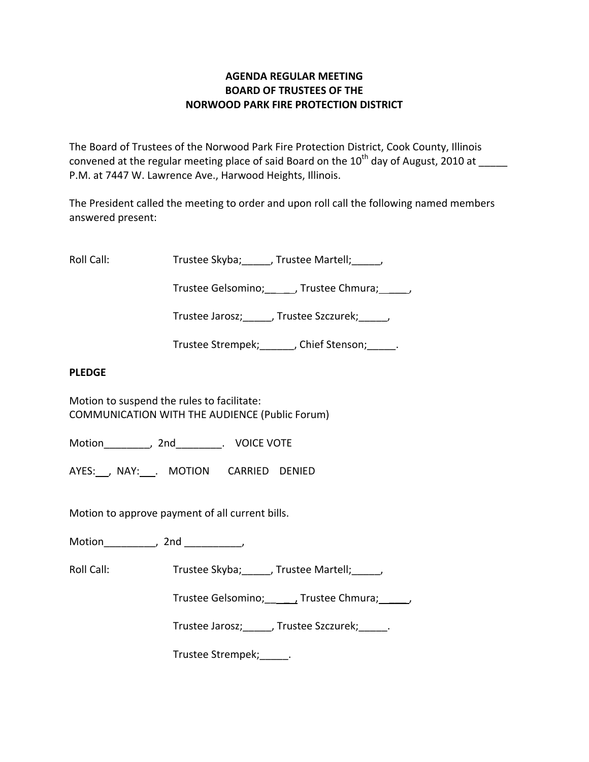**AGENDA REGULAR MEETING**
**BOARD OF TRUSTEES OF THE**
**NORWOOD PARK FIRE PROTECTION DISTRICT**

The Board of Trustees of the Norwood Park Fire Protection District, Cook County, Illinois convened at the regular meeting place of said Board on the 10th day of August, 2010 at _____ P.M. at 7447 W. Lawrence Ave., Harwood Heights, Illinois.

The President called the meeting to order and upon roll call the following named members answered present:

Roll Call: Trustee Skyba;_____, Trustee Martell;_____,

Trustee Gelsomino;_____, Trustee Chmura;_____,

Trustee Jarosz;_____, Trustee Szczurek;_____,

Trustee Strempek;______, Chief Stenson;_____.

**PLEDGE**

Motion to suspend the rules to facilitate:
COMMUNICATION WITH THE AUDIENCE (Public Forum)

Motion________, 2nd________. VOICE VOTE

AYES:___, NAY:___. MOTION CARRIED DENIED

Motion to approve payment of all current bills.

Motion_________, 2nd __________,

Roll Call: Trustee Skyba;_____, Trustee Martell;_____,

Trustee Gelsomino;_____, Trustee Chmura;_____,

Trustee Jarosz;_____, Trustee Szczurek;_____.

Trustee Strempek;_____.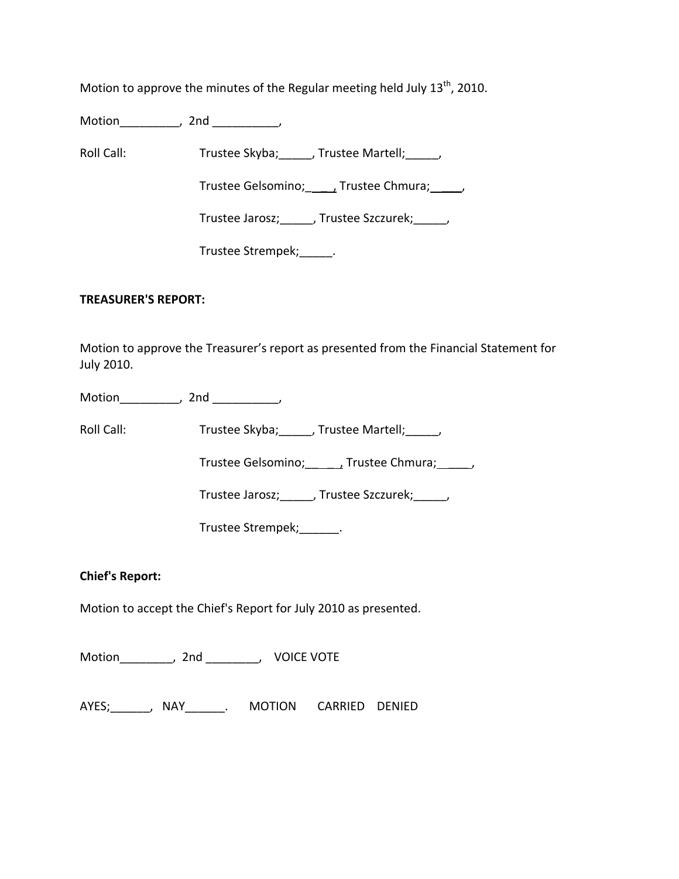Motion to approve the minutes of the Regular meeting held July 13th, 2010.

Motion_________, 2nd __________,

Roll Call: Trustee Skyba;_____, Trustee Martell;_____,

Trustee Gelsomino;_____, Trustee Chmura;_____,

Trustee Jarosz;_____, Trustee Szczurek;_____,

Trustee Strempek;_____.

**TREASURER'S REPORT:**

Motion to approve the Treasurer's report as presented from the Financial Statement for July 2010.

Motion_________, 2nd __________,

Roll Call: Trustee Skyba;_____, Trustee Martell;_____,

Trustee Gelsomino;_____, Trustee Chmura;_____,

Trustee Jarosz;_____, Trustee Szczurek;_____,

Trustee Strempek;______.

**Chief's Report:**

Motion to accept the Chief's Report for July 2010 as presented.

Motion________, 2nd ________, VOICE VOTE

AYES;______, NAY______. MOTION CARRIED DENIED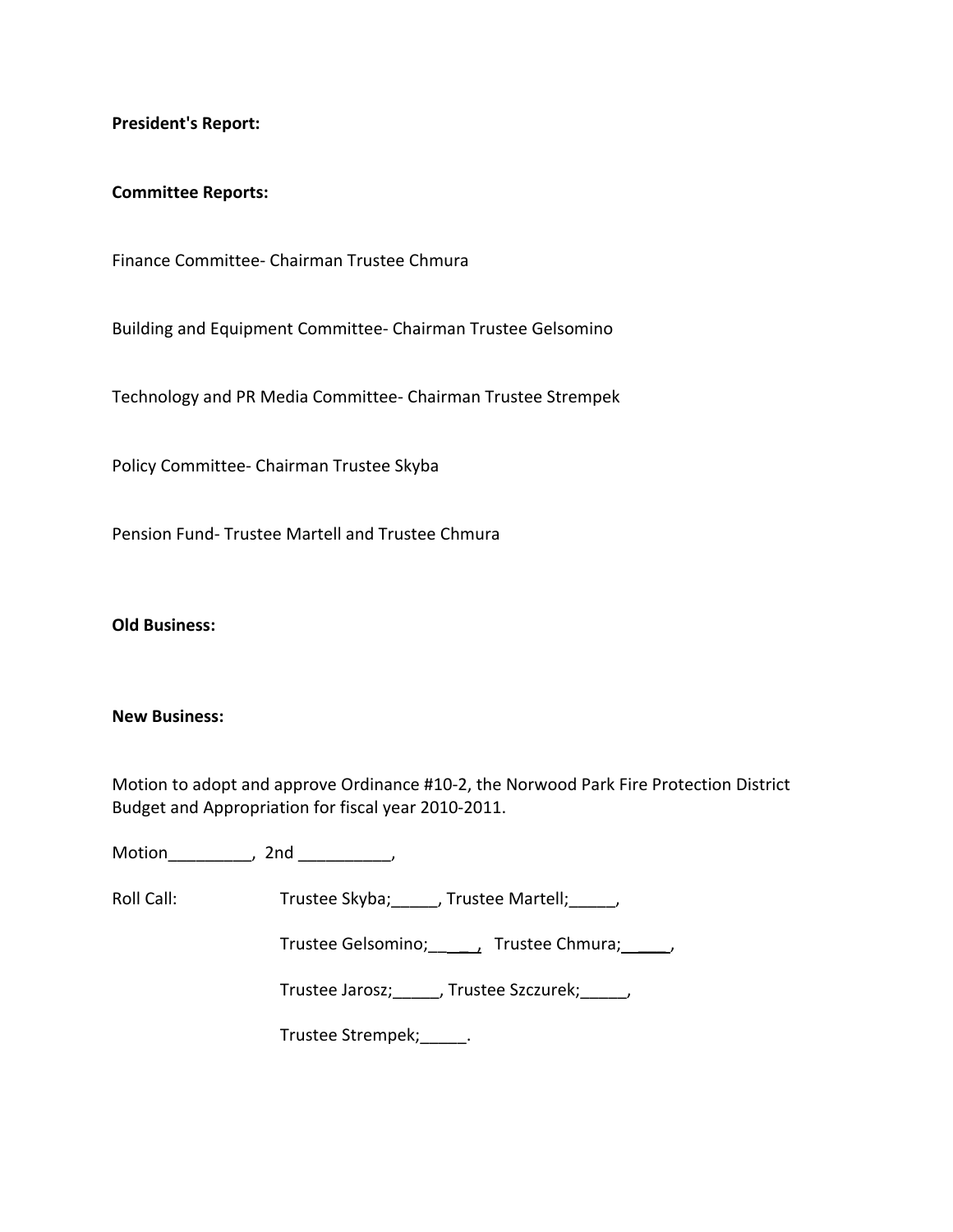**President's Report:**

**Committee Reports:**

Finance Committee- Chairman Trustee Chmura

Building and Equipment Committee- Chairman Trustee Gelsomino

Technology and PR Media Committee- Chairman Trustee Strempek

Policy Committee- Chairman Trustee Skyba

Pension Fund- Trustee Martell and Trustee Chmura

**Old Business:**

**New Business:**

Motion to adopt and approve Ordinance #10-2, the Norwood Park Fire Protection District Budget and Appropriation for fiscal year 2010-2011.

Motion_________, 2nd __________,

Roll Call: Trustee Skyba;_____, Trustee Martell;_____,

Trustee Gelsomino;_____, Trustee Chmura;_____,

Trustee Jarosz;_____, Trustee Szczurek;_____,

Trustee Strempek;_____.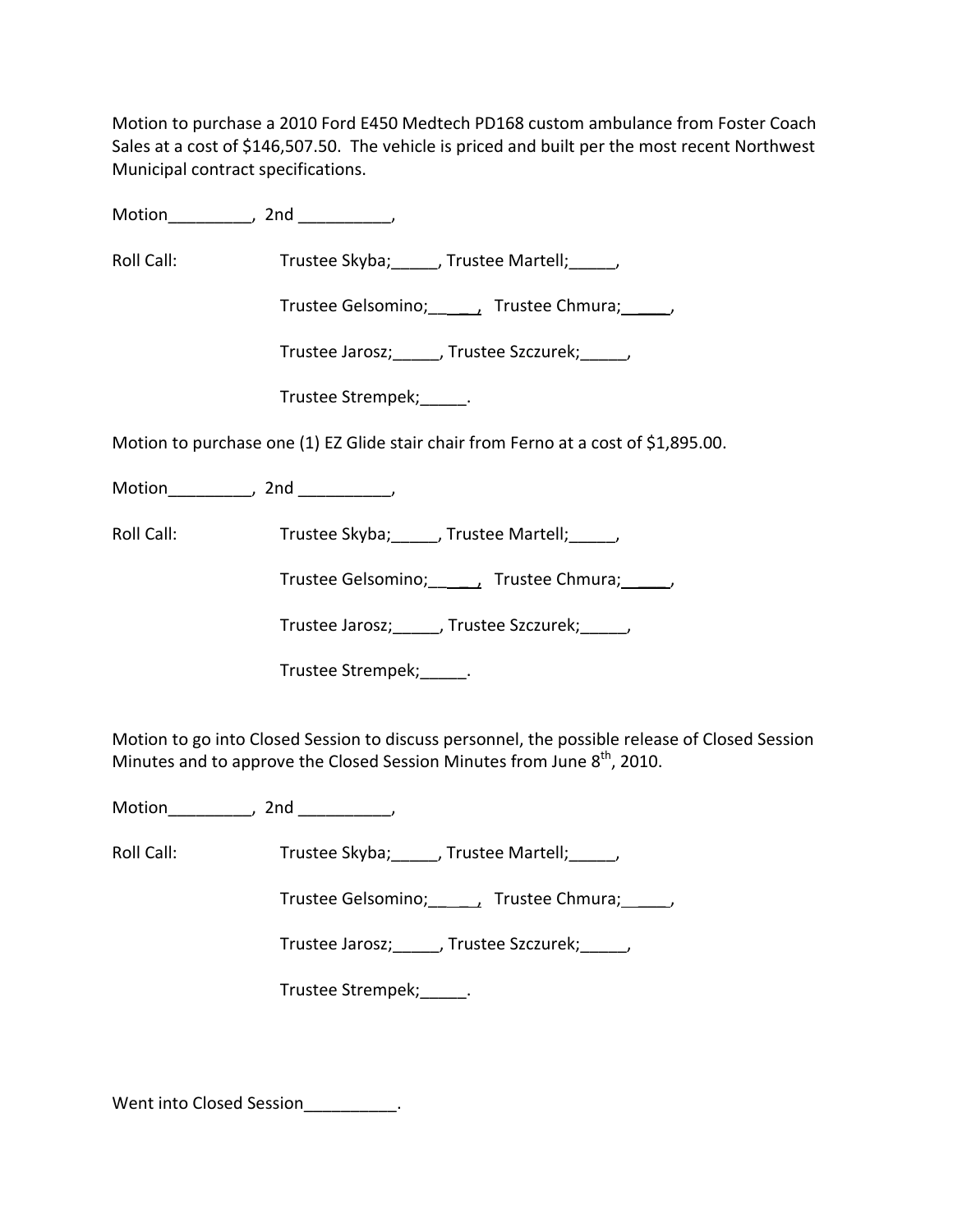Motion to purchase a 2010 Ford E450 Medtech PD168 custom ambulance from Foster Coach Sales at a cost of $146,507.50. The vehicle is priced and built per the most recent Northwest Municipal contract specifications.

Motion_________, 2nd __________,

Roll Call: Trustee Skyba;_____, Trustee Martell;_____,

Trustee Gelsomino;_____, Trustee Chmura;_____,

Trustee Jarosz;_____, Trustee Szczurek;_____,

Trustee Strempek;_____.

Motion to purchase one (1) EZ Glide stair chair from Ferno at a cost of $1,895.00.

Motion_________, 2nd __________,

Roll Call: Trustee Skyba;_____, Trustee Martell;_____,

Trustee Gelsomino;_____, Trustee Chmura;_____,

Trustee Jarosz;_____, Trustee Szczurek;_____,

Trustee Strempek;_____.

Motion to go into Closed Session to discuss personnel, the possible release of Closed Session Minutes and to approve the Closed Session Minutes from June 8th, 2010.

Motion_________, 2nd __________,

Roll Call: Trustee Skyba;_____, Trustee Martell;_____,

Trustee Gelsomino;_____, Trustee Chmura;_____,

Trustee Jarosz;_____, Trustee Szczurek;_____,

Trustee Strempek;_____.

Went into Closed Session__________.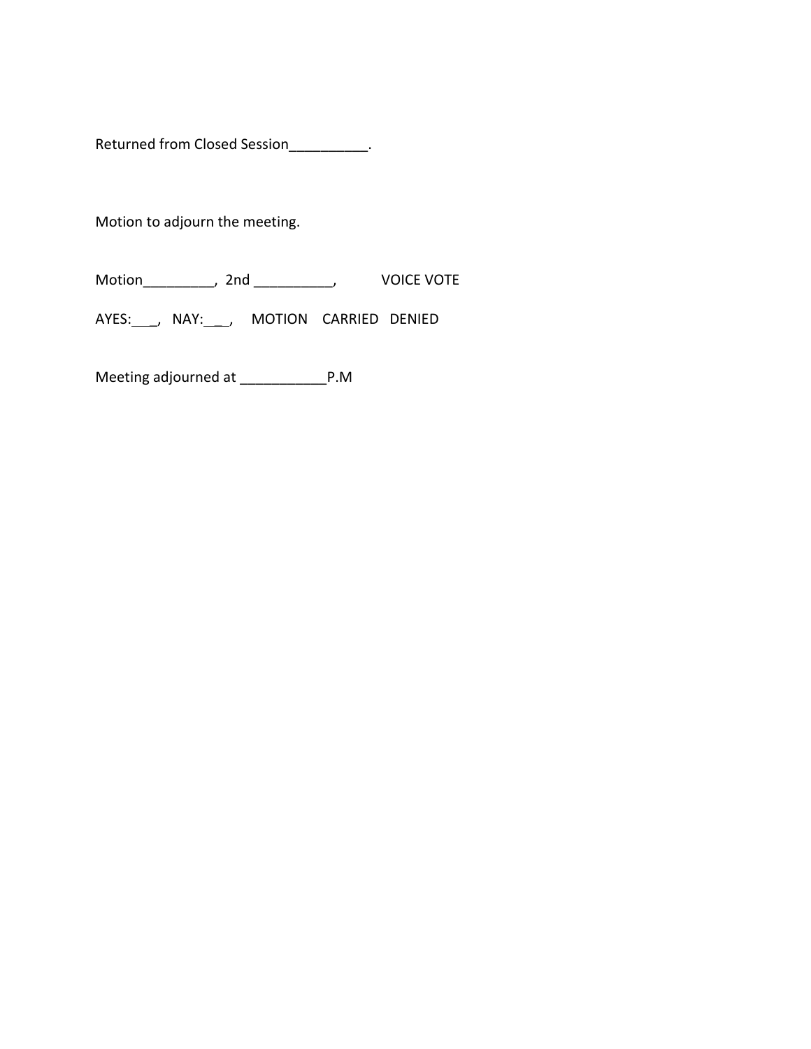Returned from Closed Session__________.

Motion to adjourn the meeting.

Motion_________, 2nd __________, VOICE VOTE

AYES:___, NAY:___, MOTION CARRIED DENIED

Meeting adjourned at ___________P.M